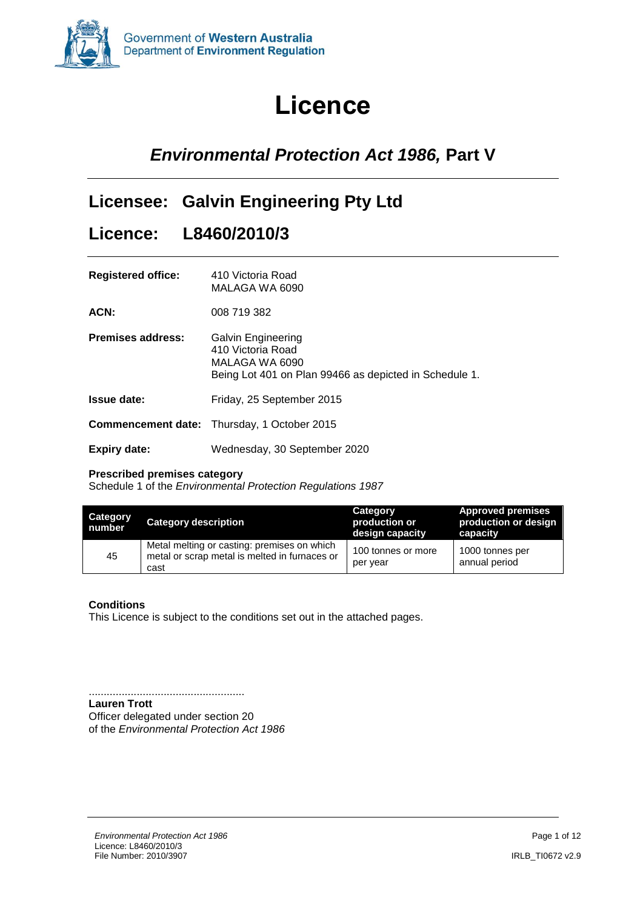Government of **Western Australia**
Department of **Environment Regulation**

# Licence

## *Environmental Protection Act 1986,* Part V

## Licensee: Galvin Engineering Pty Ltd

## Licence: L8460/2010/3

**Registered office:** 410 Victoria Road
MALAGA WA 6090

**ACN:** 008 719 382

**Premises address:** Galvin Engineering
410 Victoria Road
MALAGA WA 6090
Being Lot 401 on Plan 99466 as depicted in Schedule 1.

**Issue date:** Friday, 25 September 2015

**Commencement date:** Thursday, 1 October 2015

**Expiry date:** Wednesday, 30 September 2020

**Prescribed premises category**
Schedule 1 of the *Environmental Protection Regulations 1987*

| Category number | Category description | Category production or design capacity | Approved premises production or design capacity |
|---|---|---|---|
| 45 | Metal melting or casting: premises on which metal or scrap metal is melted in furnaces or cast | 100 tonnes or more per year | 1000 tonnes per annual period |

**Conditions**
This Licence is subject to the conditions set out in the attached pages.

....................................................
**Lauren Trott**
Officer delegated under section 20
of the *Environmental Protection Act 1986*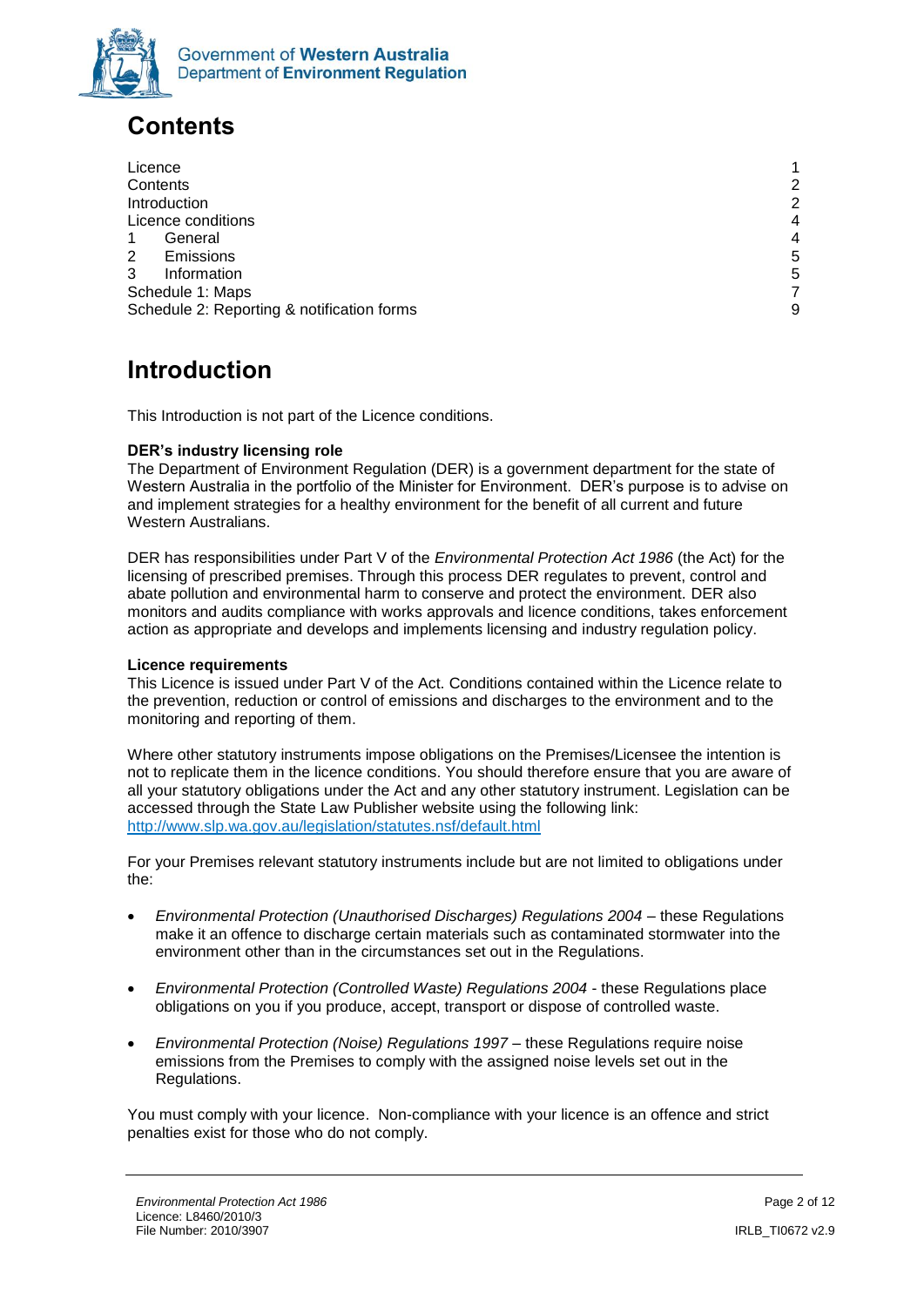# Contents

| | |
|---|---|
| Licence | 1 |
| Contents | 2 |
| Introduction | 2 |
| Licence conditions | 4 |
| 1 General | 4 |
| 2 Emissions | 5 |
| 3 Information | 5 |
| Schedule 1: Maps | 7 |
| Schedule 2: Reporting & notification forms | 9 |

# Introduction

This Introduction is not part of the Licence conditions.

**DER's industry licensing role**

The Department of Environment Regulation (DER) is a government department for the state of Western Australia in the portfolio of the Minister for Environment. DER's purpose is to advise on and implement strategies for a healthy environment for the benefit of all current and future Western Australians.

DER has responsibilities under Part V of the *Environmental Protection Act 1986* (the Act) for the licensing of prescribed premises. Through this process DER regulates to prevent, control and abate pollution and environmental harm to conserve and protect the environment. DER also monitors and audits compliance with works approvals and licence conditions, takes enforcement action as appropriate and develops and implements licensing and industry regulation policy.

**Licence requirements**

This Licence is issued under Part V of the Act. Conditions contained within the Licence relate to the prevention, reduction or control of emissions and discharges to the environment and to the monitoring and reporting of them.

Where other statutory instruments impose obligations on the Premises/Licensee the intention is not to replicate them in the licence conditions. You should therefore ensure that you are aware of all your statutory obligations under the Act and any other statutory instrument. Legislation can be accessed through the State Law Publisher website using the following link: http://www.slp.wa.gov.au/legislation/statutes.nsf/default.html

For your Premises relevant statutory instruments include but are not limited to obligations under the:

- *Environmental Protection (Unauthorised Discharges) Regulations 2004* – these Regulations make it an offence to discharge certain materials such as contaminated stormwater into the environment other than in the circumstances set out in the Regulations.
- *Environmental Protection (Controlled Waste) Regulations 2004* - these Regulations place obligations on you if you produce, accept, transport or dispose of controlled waste.
- *Environmental Protection (Noise) Regulations 1997* – these Regulations require noise emissions from the Premises to comply with the assigned noise levels set out in the Regulations.

You must comply with your licence. Non-compliance with your licence is an offence and strict penalties exist for those who do not comply.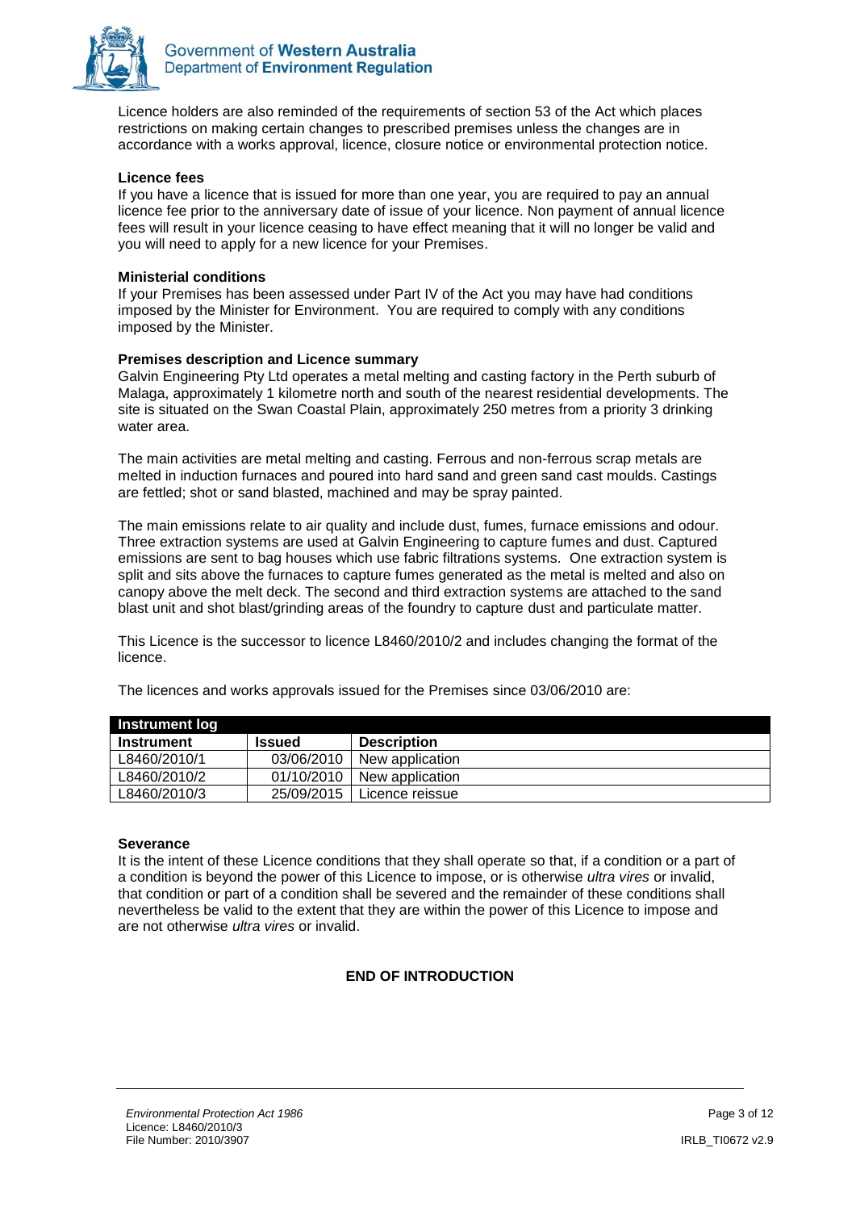Licence holders are also reminded of the requirements of section 53 of the Act which places restrictions on making certain changes to prescribed premises unless the changes are in accordance with a works approval, licence, closure notice or environmental protection notice.

**Licence fees**

If you have a licence that is issued for more than one year, you are required to pay an annual licence fee prior to the anniversary date of issue of your licence. Non payment of annual licence fees will result in your licence ceasing to have effect meaning that it will no longer be valid and you will need to apply for a new licence for your Premises.

**Ministerial conditions**

If your Premises has been assessed under Part IV of the Act you may have had conditions imposed by the Minister for Environment. You are required to comply with any conditions imposed by the Minister.

**Premises description and Licence summary**

Galvin Engineering Pty Ltd operates a metal melting and casting factory in the Perth suburb of Malaga, approximately 1 kilometre north and south of the nearest residential developments. The site is situated on the Swan Coastal Plain, approximately 250 metres from a priority 3 drinking water area.

The main activities are metal melting and casting. Ferrous and non-ferrous scrap metals are melted in induction furnaces and poured into hard sand and green sand cast moulds. Castings are fettled; shot or sand blasted, machined and may be spray painted.

The main emissions relate to air quality and include dust, fumes, furnace emissions and odour. Three extraction systems are used at Galvin Engineering to capture fumes and dust. Captured emissions are sent to bag houses which use fabric filtrations systems. One extraction system is split and sits above the furnaces to capture fumes generated as the metal is melted and also on canopy above the melt deck. The second and third extraction systems are attached to the sand blast unit and shot blast/grinding areas of the foundry to capture dust and particulate matter.

This Licence is the successor to licence L8460/2010/2 and includes changing the format of the licence.

The licences and works approvals issued for the Premises since 03/06/2010 are:

| Instrument log | | |
|---|---|---|
| **Instrument** | **Issued** | **Description** |
| L8460/2010/1 | 03/06/2010 | New application |
| L8460/2010/2 | 01/10/2010 | New application |
| L8460/2010/3 | 25/09/2015 | Licence reissue |

**Severance**

It is the intent of these Licence conditions that they shall operate so that, if a condition or a part of a condition is beyond the power of this Licence to impose, or is otherwise *ultra vires* or invalid, that condition or part of a condition shall be severed and the remainder of these conditions shall nevertheless be valid to the extent that they are within the power of this Licence to impose and are not otherwise *ultra vires* or invalid.

**END OF INTRODUCTION**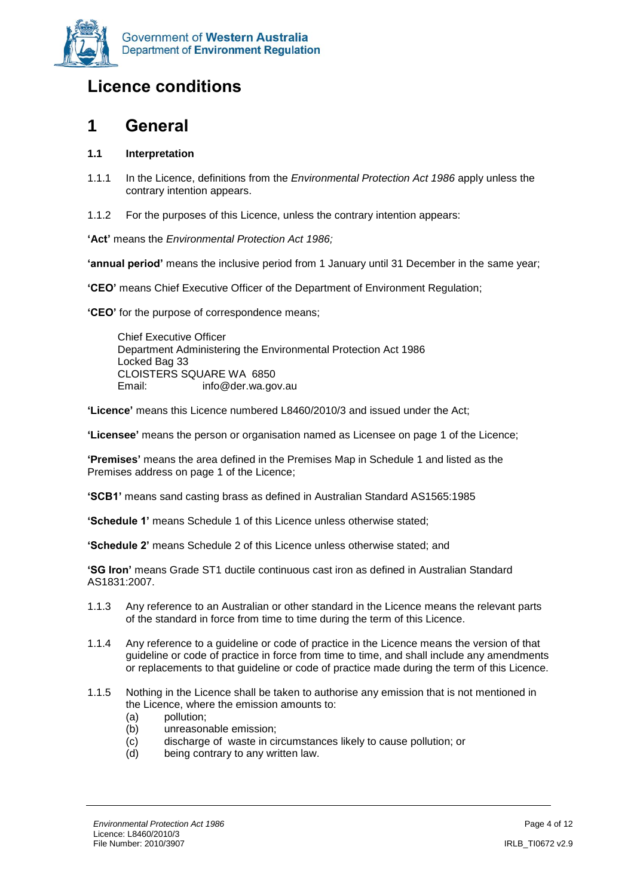# Licence conditions

## 1 General

### 1.1 Interpretation

1.1.1 In the Licence, definitions from the *Environmental Protection Act 1986* apply unless the contrary intention appears.

1.1.2 For the purposes of this Licence, unless the contrary intention appears:

**'Act'** means the *Environmental Protection Act 1986;*

**'annual period'** means the inclusive period from 1 January until 31 December in the same year;

**'CEO'** means Chief Executive Officer of the Department of Environment Regulation;

**'CEO'** for the purpose of correspondence means;

> Chief Executive Officer
> Department Administering the Environmental Protection Act 1986
> Locked Bag 33
> CLOISTERS SQUARE WA 6850
> Email: info@der.wa.gov.au

**'Licence'** means this Licence numbered L8460/2010/3 and issued under the Act;

**'Licensee'** means the person or organisation named as Licensee on page 1 of the Licence;

**'Premises'** means the area defined in the Premises Map in Schedule 1 and listed as the Premises address on page 1 of the Licence;

**'SCB1'** means sand casting brass as defined in Australian Standard AS1565:1985

**'Schedule 1'** means Schedule 1 of this Licence unless otherwise stated;

**'Schedule 2'** means Schedule 2 of this Licence unless otherwise stated; and

**'SG Iron'** means Grade ST1 ductile continuous cast iron as defined in Australian Standard AS1831:2007.

1.1.3 Any reference to an Australian or other standard in the Licence means the relevant parts of the standard in force from time to time during the term of this Licence.

1.1.4 Any reference to a guideline or code of practice in the Licence means the version of that guideline or code of practice in force from time to time, and shall include any amendments or replacements to that guideline or code of practice made during the term of this Licence.

1.1.5 Nothing in the Licence shall be taken to authorise any emission that is not mentioned in the Licence, where the emission amounts to:

- (a) pollution;
- (b) unreasonable emission;
- (c) discharge of waste in circumstances likely to cause pollution; or
- (d) being contrary to any written law.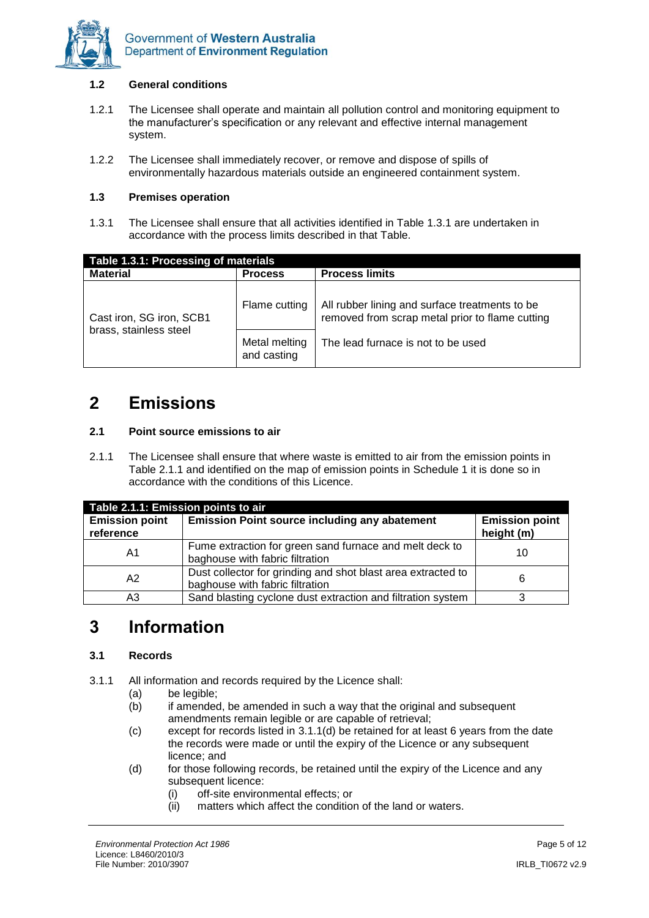### 1.2 General conditions

1.2.1 The Licensee shall operate and maintain all pollution control and monitoring equipment to the manufacturer's specification or any relevant and effective internal management system.

1.2.2 The Licensee shall immediately recover, or remove and dispose of spills of environmentally hazardous materials outside an engineered containment system.

### 1.3 Premises operation

1.3.1 The Licensee shall ensure that all activities identified in Table 1.3.1 are undertaken in accordance with the process limits described in that Table.

| Table 1.3.1: Processing of materials | | |
|---|---|---|
| **Material** | **Process** | **Process limits** |
| Cast iron, SG iron, SCB1 brass, stainless steel | Flame cutting | All rubber lining and surface treatments to be removed from scrap metal prior to flame cutting |
| | Metal melting and casting | The lead furnace is not to be used |

# 2 Emissions

### 2.1 Point source emissions to air

2.1.1 The Licensee shall ensure that where waste is emitted to air from the emission points in Table 2.1.1 and identified on the map of emission points in Schedule 1 it is done so in accordance with the conditions of this Licence.

| Table 2.1.1: Emission points to air | | |
|---|---|---|
| **Emission point reference** | **Emission Point source including any abatement** | **Emission point height (m)** |
| A1 | Fume extraction for green sand furnace and melt deck to baghouse with fabric filtration | 10 |
| A2 | Dust collector for grinding and shot blast area extracted to baghouse with fabric filtration | 6 |
| A3 | Sand blasting cyclone dust extraction and filtration system | 3 |

# 3 Information

### 3.1 Records

3.1.1 All information and records required by the Licence shall:

- (a) be legible;
- (b) if amended, be amended in such a way that the original and subsequent amendments remain legible or are capable of retrieval;
- (c) except for records listed in 3.1.1(d) be retained for at least 6 years from the date the records were made or until the expiry of the Licence or any subsequent licence; and
- (d) for those following records, be retained until the expiry of the Licence and any subsequent licence:
  - (i) off-site environmental effects; or
  - (ii) matters which affect the condition of the land or waters.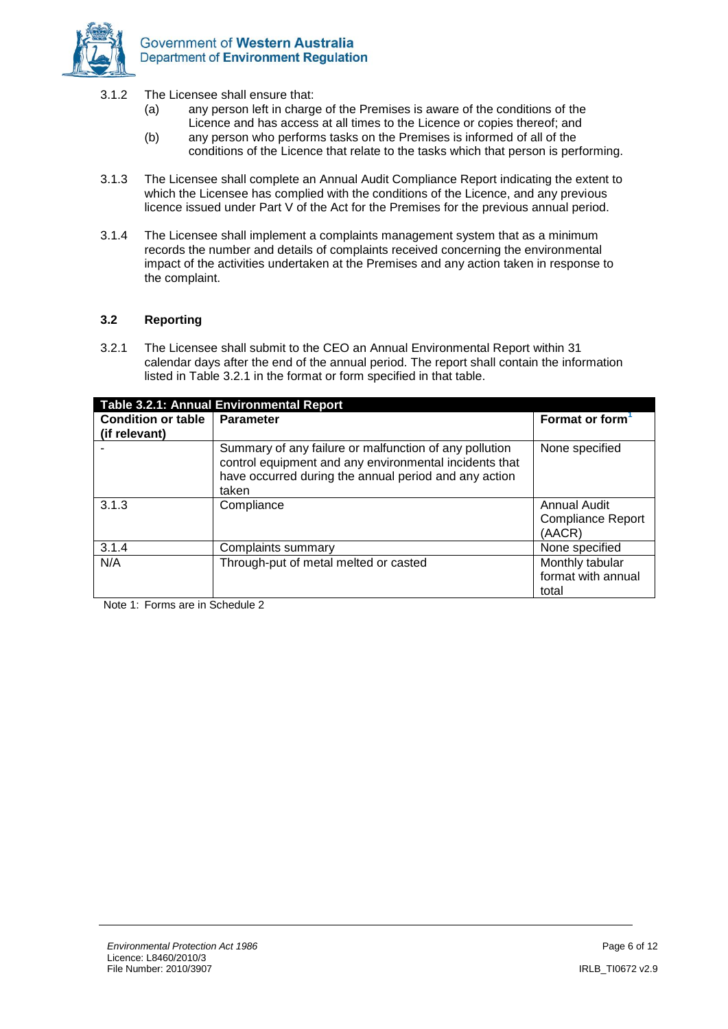3.1.2 The Licensee shall ensure that:

(a) any person left in charge of the Premises is aware of the conditions of the Licence and has access at all times to the Licence or copies thereof; and

(b) any person who performs tasks on the Premises is informed of all of the conditions of the Licence that relate to the tasks which that person is performing.

3.1.3 The Licensee shall complete an Annual Audit Compliance Report indicating the extent to which the Licensee has complied with the conditions of the Licence, and any previous licence issued under Part V of the Act for the Premises for the previous annual period.

3.1.4 The Licensee shall implement a complaints management system that as a minimum records the number and details of complaints received concerning the environmental impact of the activities undertaken at the Premises and any action taken in response to the complaint.

### 3.2 Reporting

3.2.1 The Licensee shall submit to the CEO an Annual Environmental Report within 31 calendar days after the end of the annual period. The report shall contain the information listed in Table 3.2.1 in the format or form specified in that table.

**Table 3.2.1: Annual Environmental Report**

| Condition or table (if relevant) | Parameter | Format or form[1] |
|---|---|---|
| - | Summary of any failure or malfunction of any pollution control equipment and any environmental incidents that have occurred during the annual period and any action taken | None specified |
| 3.1.3 | Compliance | Annual Audit Compliance Report (AACR) |
| 3.1.4 | Complaints summary | None specified |
| N/A | Through-put of metal melted or casted | Monthly tabular format with annual total |

Note 1: Forms are in Schedule 2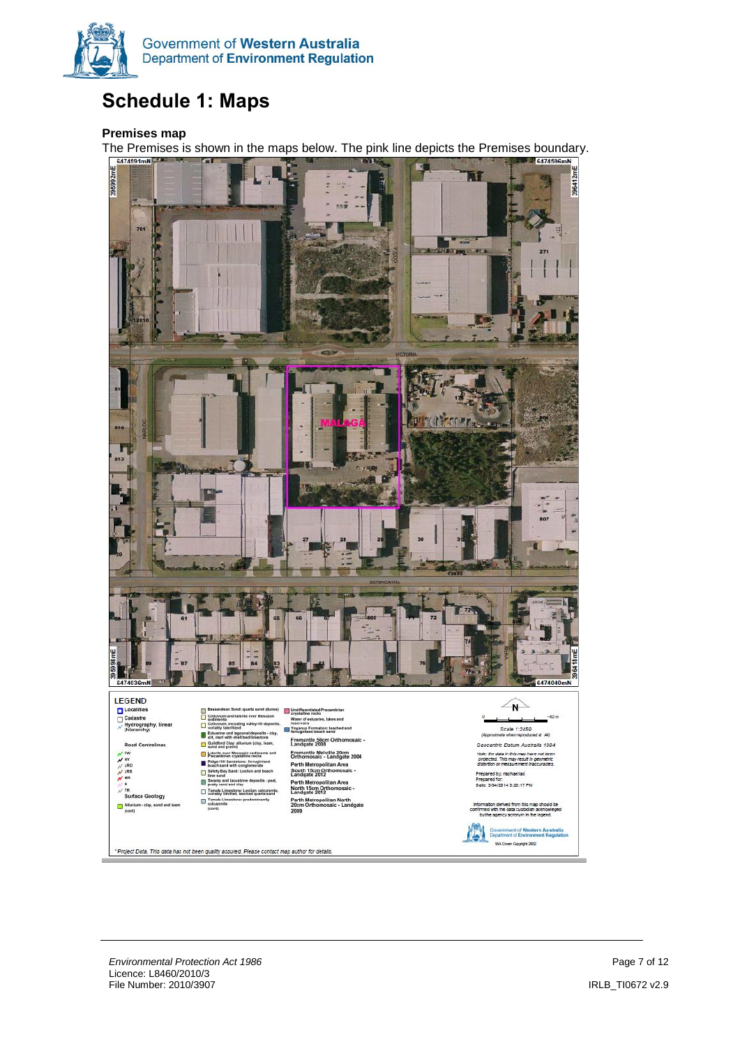# Schedule 1: Maps

### Premises map

The Premises is shown in the maps below. The pink line depicts the Premises boundary.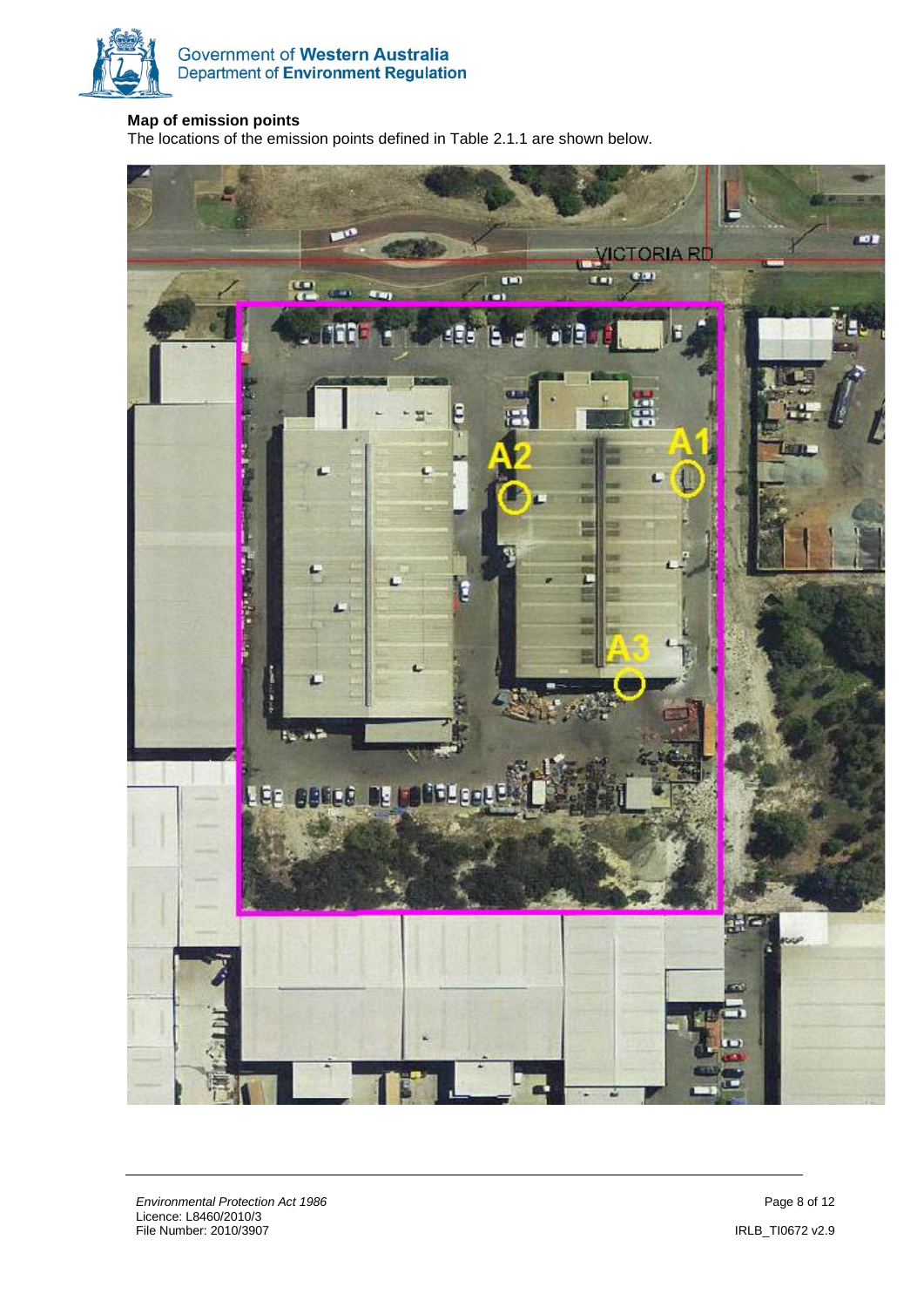**Map of emission points**

The locations of the emission points defined in Table 2.1.1 are shown below.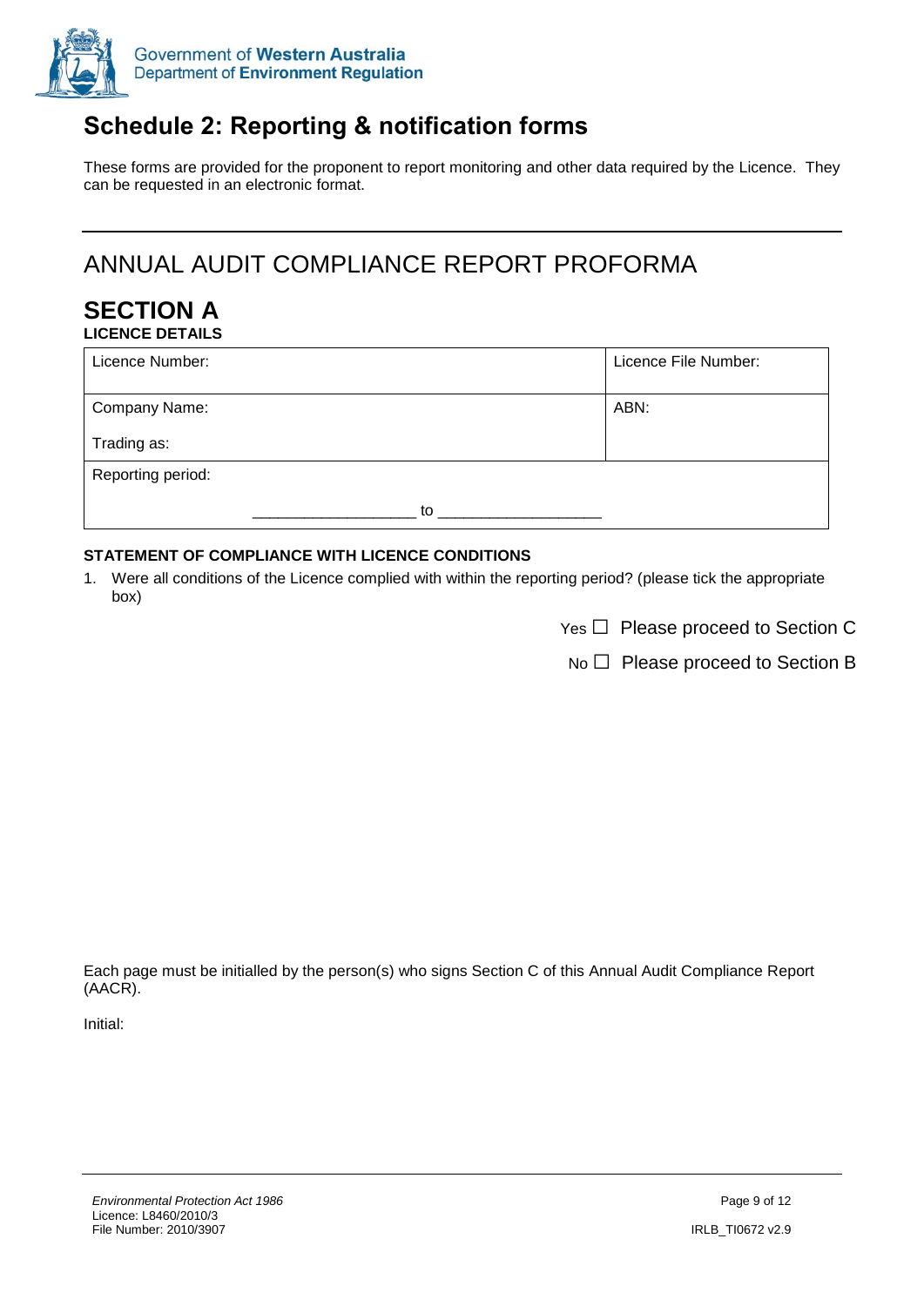# Schedule 2: Reporting & notification forms

These forms are provided for the proponent to report monitoring and other data required by the Licence. They can be requested in an electronic format.

---

## ANNUAL AUDIT COMPLIANCE REPORT PROFORMA

## SECTION A

**LICENCE DETAILS**

| Licence Number: | Licence File Number: |
|---|---|
| Company Name:<br><br>Trading as: | ABN: |
| Reporting period:<br><br>__________________ to __________________ | |

**STATEMENT OF COMPLIANCE WITH LICENCE CONDITIONS**

1. Were all conditions of the Licence complied with within the reporting period? (please tick the appropriate box)

Yes ☐ Please proceed to Section C

No ☐ Please proceed to Section B

Each page must be initialled by the person(s) who signs Section C of this Annual Audit Compliance Report (AACR).

Initial:

*Environmental Protection Act 1986*
Licence: L8460/2010/3
File Number: 2010/3907

IRLB_TI0672 v2.9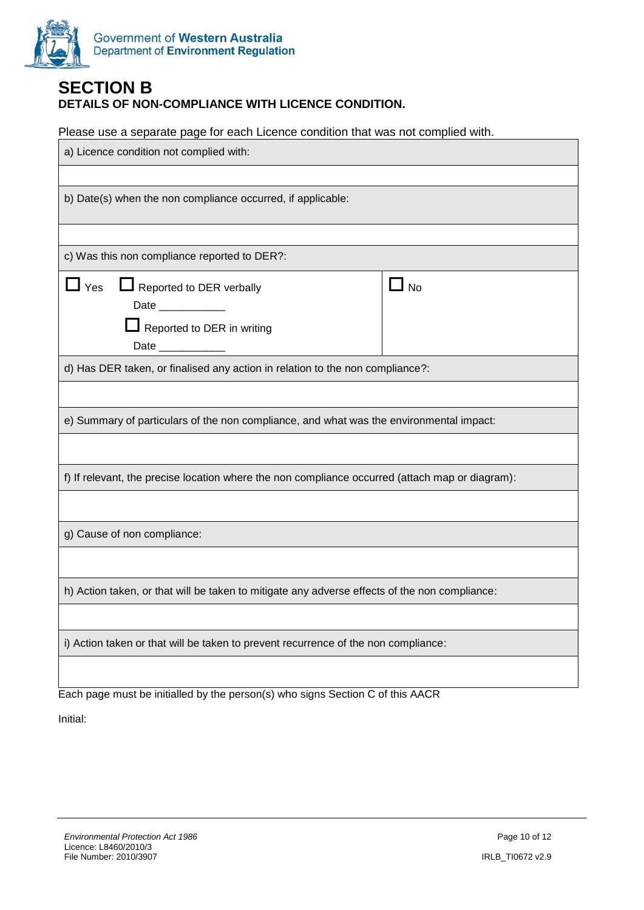## SECTION B

**DETAILS OF NON-COMPLIANCE WITH LICENCE CONDITION.**

Please use a separate page for each Licence condition that was not complied with.

| a) Licence condition not complied with: | |
|---|---|
| | |
| b) Date(s) when the non compliance occurred, if applicable: | |
| | |
| c) Was this non compliance reported to DER?: | |
| ☐ Yes ☐ Reported to DER verbally<br>Date ___________<br>☐ Reported to DER in writing<br>Date ___________ | ☐ No |
| d) Has DER taken, or finalised any action in relation to the non compliance?: | |
| | |
| e) Summary of particulars of the non compliance, and what was the environmental impact: | |
| | |
| f) If relevant, the precise location where the non compliance occurred (attach map or diagram): | |
| | |
| g) Cause of non compliance: | |
| | |
| h) Action taken, or that will be taken to mitigate any adverse effects of the non compliance: | |
| | |
| i) Action taken or that will be taken to prevent recurrence of the non compliance: | |
| | |

Each page must be initialled by the person(s) who signs Section C of this AACR

Initial: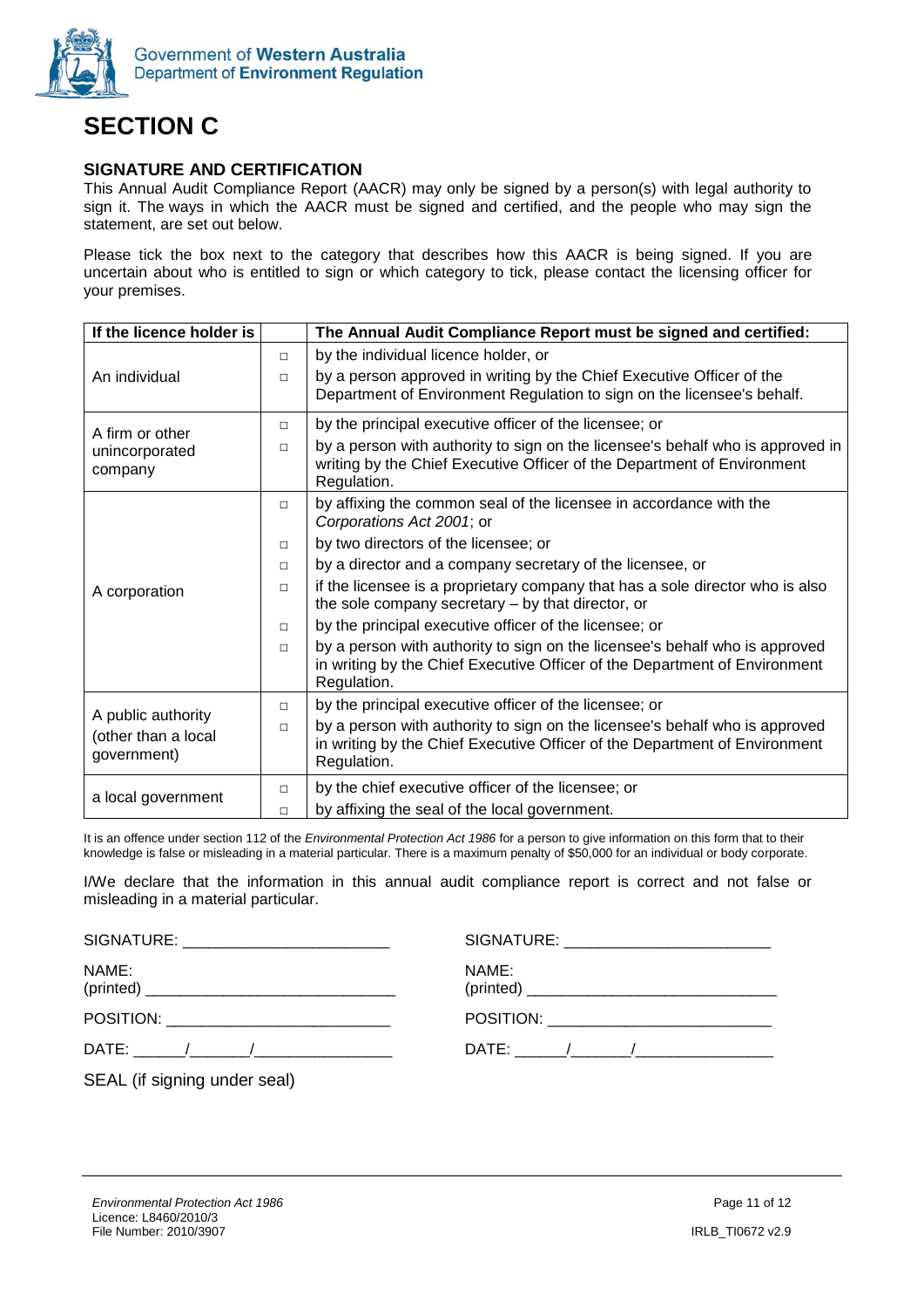# SECTION C

### SIGNATURE AND CERTIFICATION

This Annual Audit Compliance Report (AACR) may only be signed by a person(s) with legal authority to sign it. The ways in which the AACR must be signed and certified, and the people who may sign the statement, are set out below.

Please tick the box next to the category that describes how this AACR is being signed. If you are uncertain about who is entitled to sign or which category to tick, please contact the licensing officer for your premises.

| If the licence holder is | | The Annual Audit Compliance Report must be signed and certified: |
|---|---|---|
| An individual | □ | by the individual licence holder, or |
| | □ | by a person approved in writing by the Chief Executive Officer of the Department of Environment Regulation to sign on the licensee's behalf. |
| A firm or other unincorporated company | □ | by the principal executive officer of the licensee; or |
| | □ | by a person with authority to sign on the licensee's behalf who is approved in writing by the Chief Executive Officer of the Department of Environment Regulation. |
| A corporation | □ | by affixing the common seal of the licensee in accordance with the *Corporations Act 2001*; or |
| | □ | by two directors of the licensee; or |
| | □ | by a director and a company secretary of the licensee, or |
| | □ | if the licensee is a proprietary company that has a sole director who is also the sole company secretary – by that director, or |
| | □ | by the principal executive officer of the licensee; or |
| | □ | by a person with authority to sign on the licensee's behalf who is approved in writing by the Chief Executive Officer of the Department of Environment Regulation. |
| A public authority (other than a local government) | □ | by the principal executive officer of the licensee; or |
| | □ | by a person with authority to sign on the licensee's behalf who is approved in writing by the Chief Executive Officer of the Department of Environment Regulation. |
| a local government | □ | by the chief executive officer of the licensee; or |
| | □ | by affixing the seal of the local government. |

It is an offence under section 112 of the *Environmental Protection Act 1986* for a person to give information on this form that to their knowledge is false or misleading in a material particular. There is a maximum penalty of $50,000 for an individual or body corporate.

I/We declare that the information in this annual audit compliance report is correct and not false or misleading in a material particular.

SIGNATURE: ________________________

NAME: (printed) ____________________________

POSITION: _________________________

DATE: ______/_______/________________

SEAL (if signing under seal)

SIGNATURE: ________________________

NAME: (printed) ____________________________

POSITION: _________________________

DATE: ______/_______/________________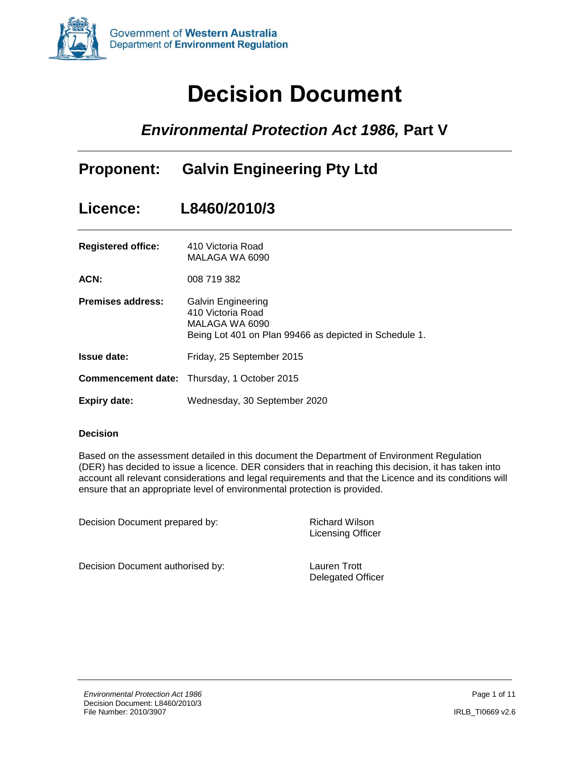# Decision Document

## *Environmental Protection Act 1986,* Part V

## Proponent: Galvin Engineering Pty Ltd

## Licence: L8460/2010/3

| | |
|---|---|
| **Registered office:** | 410 Victoria Road<br>MALAGA WA 6090 |
| **ACN:** | 008 719 382 |
| **Premises address:** | Galvin Engineering<br>410 Victoria Road<br>MALAGA WA 6090<br>Being Lot 401 on Plan 99466 as depicted in Schedule 1. |
| **Issue date:** | Friday, 25 September 2015 |
| **Commencement date:** | Thursday, 1 October 2015 |
| **Expiry date:** | Wednesday, 30 September 2020 |

**Decision**

Based on the assessment detailed in this document the Department of Environment Regulation (DER) has decided to issue a licence. DER considers that in reaching this decision, it has taken into account all relevant considerations and legal requirements and that the Licence and its conditions will ensure that an appropriate level of environmental protection is provided.

| | |
|---|---|
| Decision Document prepared by: | Richard Wilson<br>Licensing Officer |
| Decision Document authorised by: | Lauren Trott<br>Delegated Officer |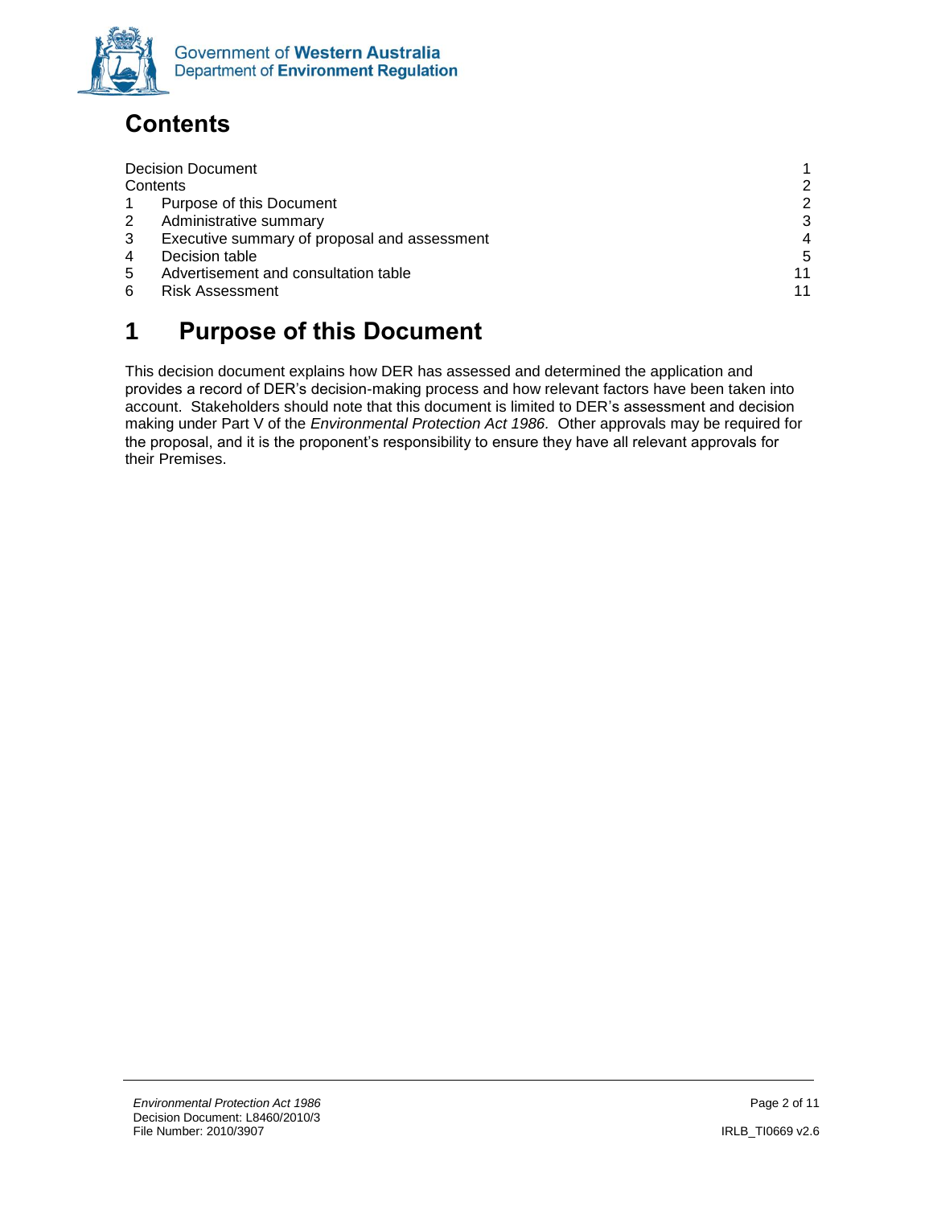# Contents

| | | |
|---|---|---|
| Decision Document | | 1 |
| Contents | | 2 |
| 1 | Purpose of this Document | 2 |
| 2 | Administrative summary | 3 |
| 3 | Executive summary of proposal and assessment | 4 |
| 4 | Decision table | 5 |
| 5 | Advertisement and consultation table | 11 |
| 6 | Risk Assessment | 11 |

# 1 Purpose of this Document

This decision document explains how DER has assessed and determined the application and provides a record of DER's decision-making process and how relevant factors have been taken into account. Stakeholders should note that this document is limited to DER's assessment and decision making under Part V of the *Environmental Protection Act 1986*. Other approvals may be required for the proposal, and it is the proponent's responsibility to ensure they have all relevant approvals for their Premises.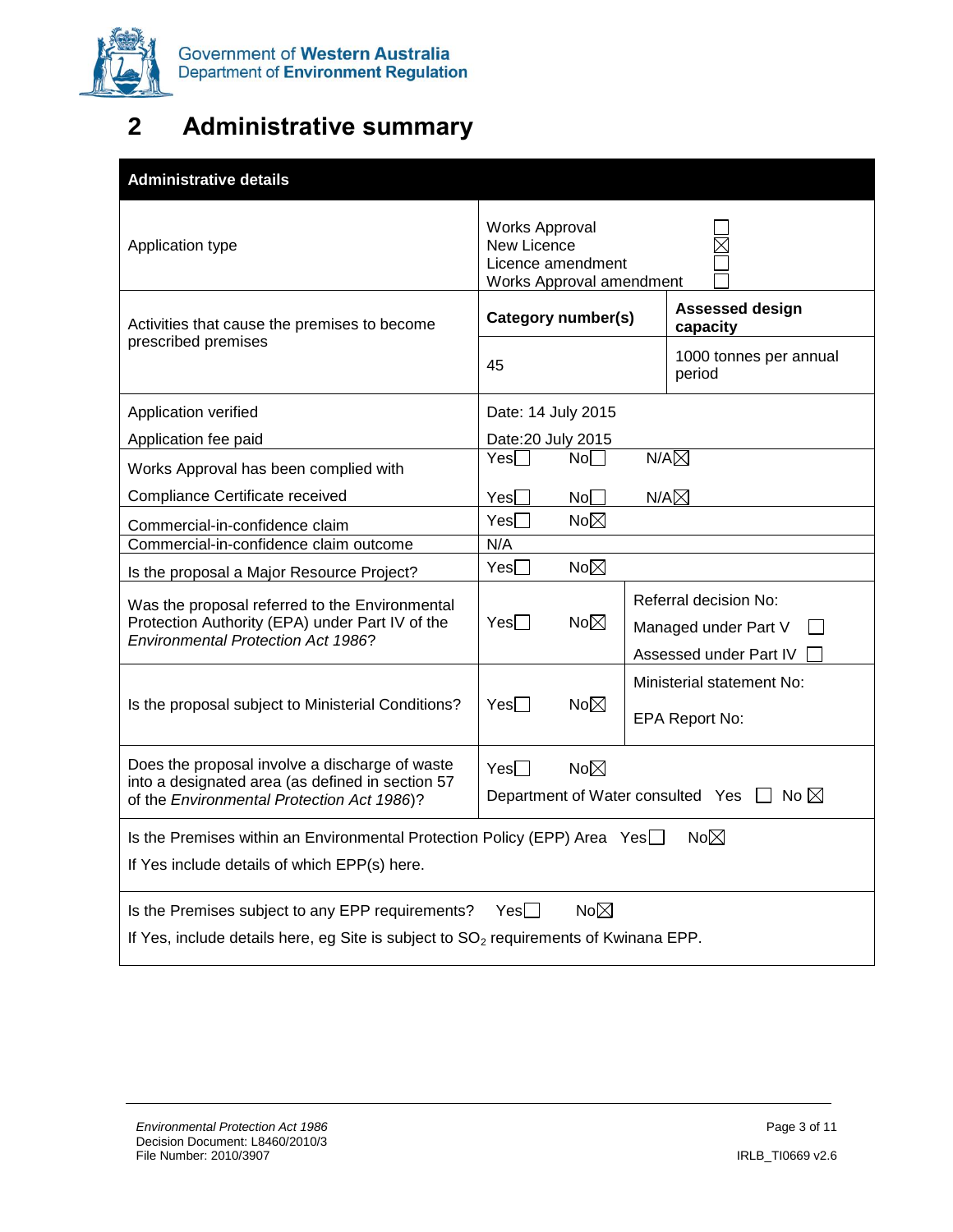# 2 Administrative summary

| Administrative details | | |
|---|---|---|
| Application type | Works Approval ☐<br>New Licence ☒<br>Licence amendment ☐<br>Works Approval amendment ☐ | |
| Activities that cause the premises to become prescribed premises | **Category number(s)** | **Assessed design capacity** |
| | 45 | 1000 tonnes per annual period |
| Application verified<br><br>Application fee paid | Date: 14 July 2015<br><br>Date:20 July 2015 | |
| Works Approval has been complied with | Yes☐ No☐ N/A☒ | |
| Compliance Certificate received | Yes☐ No☐ N/A☒ | |
| Commercial-in-confidence claim | Yes☐ No☒ | |
| Commercial-in-confidence claim outcome | N/A | |
| Is the proposal a Major Resource Project? | Yes☐ No☒ | |
| Was the proposal referred to the Environmental Protection Authority (EPA) under Part IV of the *Environmental Protection Act 1986*? | Yes☐ No☒ | Referral decision No:<br>Managed under Part V ☐<br>Assessed under Part IV ☐ |
| Is the proposal subject to Ministerial Conditions? | Yes☐ No☒ | Ministerial statement No:<br><br>EPA Report No: |
| Does the proposal involve a discharge of waste into a designated area (as defined in section 57 of the *Environmental Protection Act 1986*)? | Yes☐ No☒<br>Department of Water consulted Yes ☐ No ☒ | |
| Is the Premises within an Environmental Protection Policy (EPP) Area Yes☐ No☒<br>If Yes include details of which EPP(s) here. | | |
| Is the Premises subject to any EPP requirements? Yes☐ No☒<br>If Yes, include details here, eg Site is subject to $SO_2$ requirements of Kwinana EPP. | | |

*Environmental Protection Act 1986*
Decision Document: L8460/2010/3
File Number: 2010/3907

IRLB_TI0669 v2.6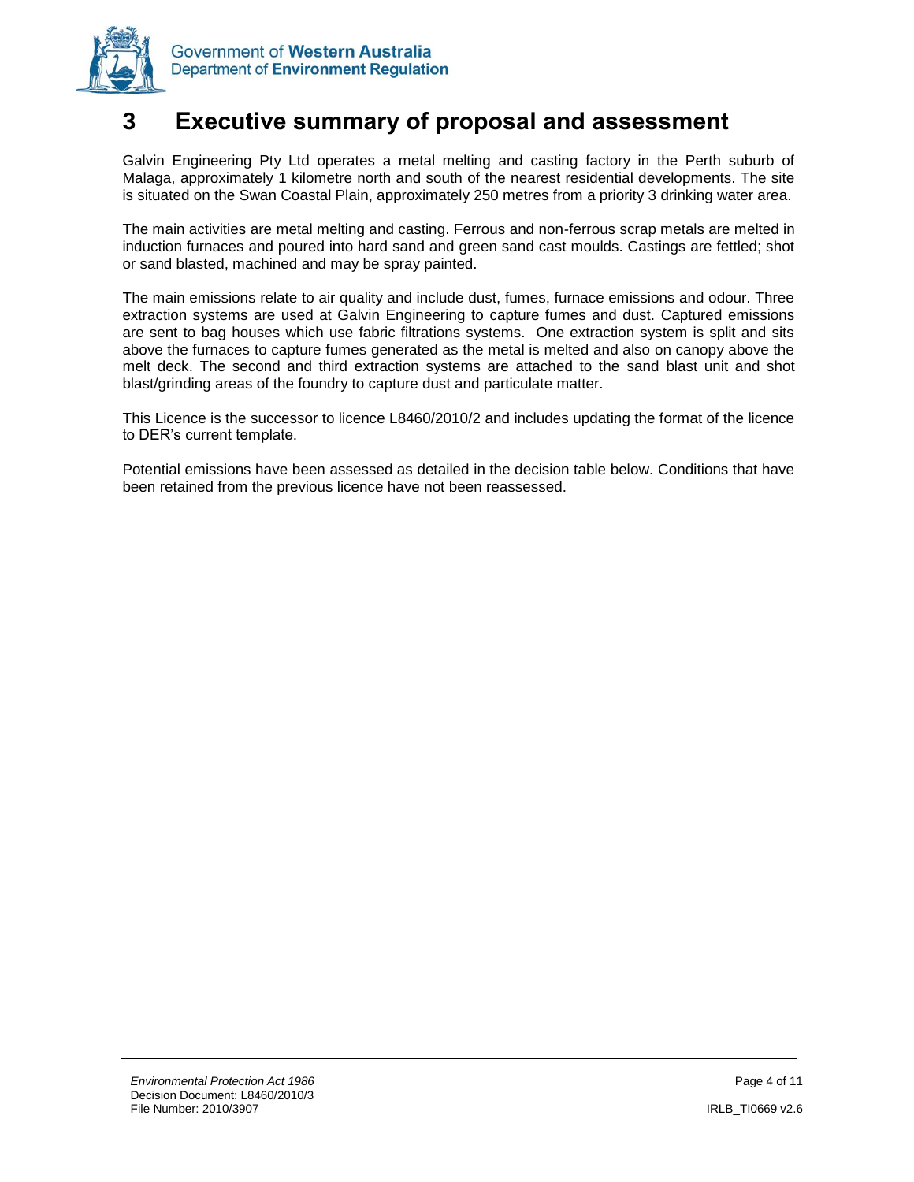# 3 Executive summary of proposal and assessment

Galvin Engineering Pty Ltd operates a metal melting and casting factory in the Perth suburb of Malaga, approximately 1 kilometre north and south of the nearest residential developments. The site is situated on the Swan Coastal Plain, approximately 250 metres from a priority 3 drinking water area.

The main activities are metal melting and casting. Ferrous and non-ferrous scrap metals are melted in induction furnaces and poured into hard sand and green sand cast moulds. Castings are fettled; shot or sand blasted, machined and may be spray painted.

The main emissions relate to air quality and include dust, fumes, furnace emissions and odour. Three extraction systems are used at Galvin Engineering to capture fumes and dust. Captured emissions are sent to bag houses which use fabric filtrations systems. One extraction system is split and sits above the furnaces to capture fumes generated as the metal is melted and also on canopy above the melt deck. The second and third extraction systems are attached to the sand blast unit and shot blast/grinding areas of the foundry to capture dust and particulate matter.

This Licence is the successor to licence L8460/2010/2 and includes updating the format of the licence to DER's current template.

Potential emissions have been assessed as detailed in the decision table below. Conditions that have been retained from the previous licence have not been reassessed.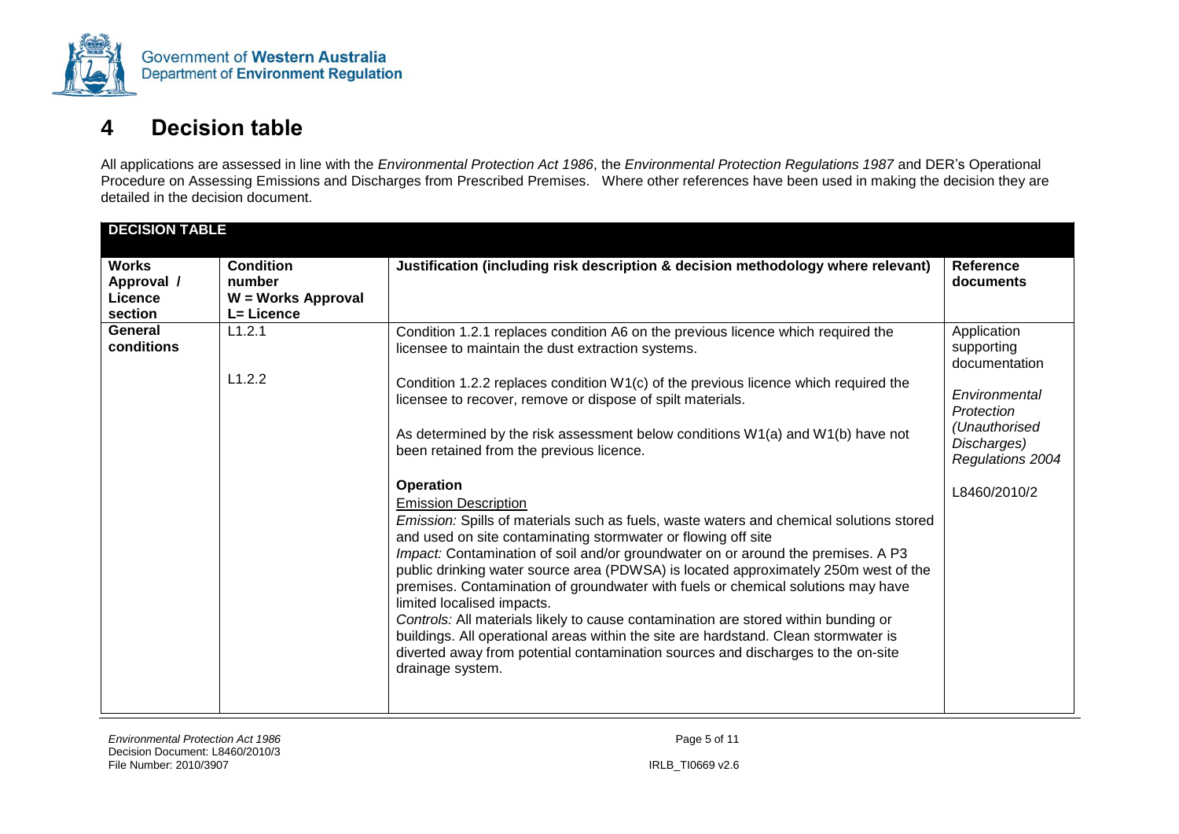# 4 Decision table

All applications are assessed in line with the *Environmental Protection Act 1986*, the *Environmental Protection Regulations 1987* and DER's Operational Procedure on Assessing Emissions and Discharges from Prescribed Premises. Where other references have been used in making the decision they are detailed in the decision document.

| **DECISION TABLE** | | | |
|---|---|---|---|
| **Works Approval / Licence section** | **Condition number W = Works Approval L= Licence** | **Justification (including risk description & decision methodology where relevant)** | **Reference documents** |
| **General conditions** | L1.2.1<br><br>L1.2.2 | Condition 1.2.1 replaces condition A6 on the previous licence which required the licensee to maintain the dust extraction systems.<br><br>Condition 1.2.2 replaces condition W1(c) of the previous licence which required the licensee to recover, remove or dispose of spilt materials.<br><br>As determined by the risk assessment below conditions W1(a) and W1(b) have not been retained from the previous licence.<br><br>**Operation**<br><br><u>Emission Description</u><br><br>*Emission:* Spills of materials such as fuels, waste waters and chemical solutions stored and used on site contaminating stormwater or flowing off site<br><br>*Impact:* Contamination of soil and/or groundwater on or around the premises. A P3 public drinking water source area (PDWSA) is located approximately 250m west of the premises. Contamination of groundwater with fuels or chemical solutions may have limited localised impacts.<br><br>*Controls:* All materials likely to cause contamination are stored within bunding or buildings. All operational areas within the site are hardstand. Clean stormwater is diverted away from potential contamination sources and discharges to the on-site drainage system. | Application supporting documentation<br><br>*Environmental Protection (Unauthorised Discharges) Regulations 2004*<br><br>L8460/2010/2 |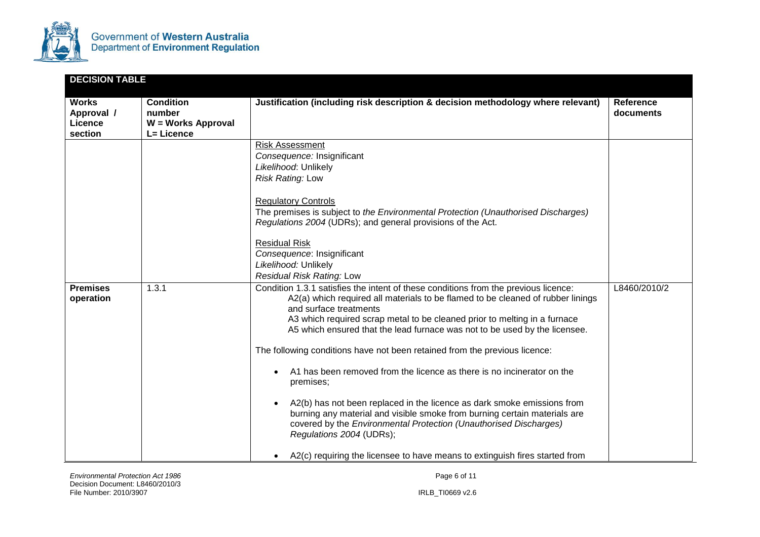## DECISION TABLE

| Works Approval / Licence section | Condition number W = Works Approval L= Licence | Justification (including risk description & decision methodology where relevant) | Reference documents |
|---|---|---|---|
| | | <u>Risk Assessment</u><br>*Consequence:* Insignificant<br>*Likelihood*: Unlikely<br>*Risk Rating:* Low<br><br><u>Regulatory Controls</u><br>The premises is subject to *the Environmental Protection (Unauthorised Discharges) Regulations 2004* (UDRs); and general provisions of the Act.<br><br><u>Residual Risk</u><br>*Consequence*: Insignificant<br>*Likelihood:* Unlikely<br>*Residual Risk Rating:* Low | |
| **Premises operation** | 1.3.1 | Condition 1.3.1 satisfies the intent of these conditions from the previous licence:<br>A2(a) which required all materials to be flamed to be cleaned of rubber linings and surface treatments<br>A3 which required scrap metal to be cleaned prior to melting in a furnace<br>A5 which ensured that the lead furnace was not to be used by the licensee.<br><br>The following conditions have not been retained from the previous licence:<br><br>• A1 has been removed from the licence as there is no incinerator on the premises;<br><br>• A2(b) has not been replaced in the licence as dark smoke emissions from burning any material and visible smoke from burning certain materials are covered by the *Environmental Protection (Unauthorised Discharges) Regulations 2004* (UDRs);<br><br>• A2(c) requiring the licensee to have means to extinguish fires started from | L8460/2010/2 |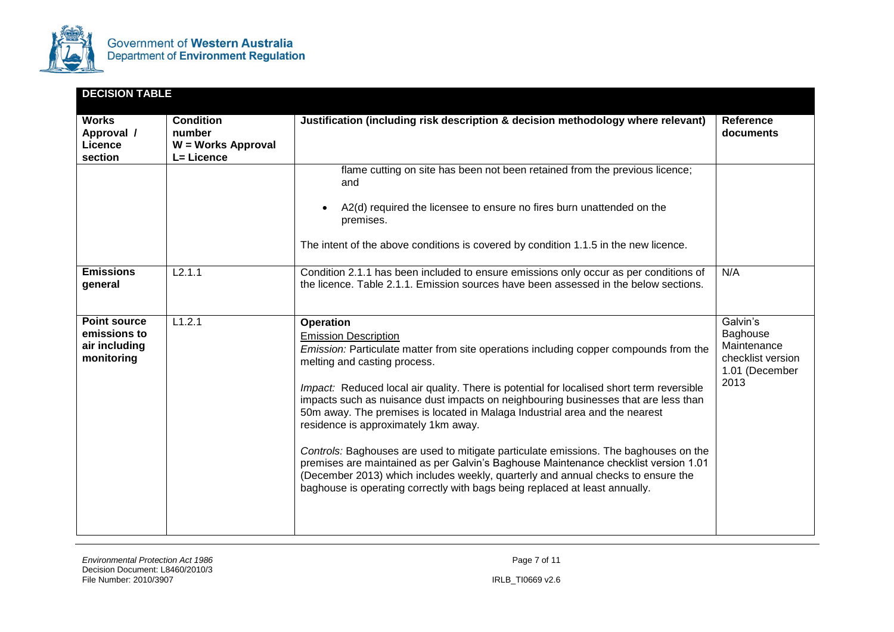| DECISION TABLE | | | |
|---|---|---|---|
| **Works Approval / Licence section** | **Condition number W = Works Approval L= Licence** | **Justification (including risk description & decision methodology where relevant)** | **Reference documents** |
| | | flame cutting on site has been not been retained from the previous licence; and<br><br>• A2(d) required the licensee to ensure no fires burn unattended on the premises.<br><br>The intent of the above conditions is covered by condition 1.1.5 in the new licence. | |
| **Emissions general** | L2.1.1 | Condition 2.1.1 has been included to ensure emissions only occur as per conditions of the licence. Table 2.1.1. Emission sources have been assessed in the below sections. | N/A |
| **Point source emissions to air including monitoring** | L1.2.1 | **Operation**<br><br>Emission Description<br><br>*Emission:* Particulate matter from site operations including copper compounds from the melting and casting process.<br><br>*Impact:* Reduced local air quality. There is potential for localised short term reversible impacts such as nuisance dust impacts on neighbouring businesses that are less than 50m away. The premises is located in Malaga Industrial area and the nearest residence is approximately 1km away.<br><br>*Controls:* Baghouses are used to mitigate particulate emissions. The baghouses on the premises are maintained as per Galvin's Baghouse Maintenance checklist version 1.01 (December 2013) which includes weekly, quarterly and annual checks to ensure the baghouse is operating correctly with bags being replaced at least annually. | Galvin's Baghouse Maintenance checklist version 1.01 (December 2013 |

*Environmental Protection Act 1986*
Decision Document: L8460/2010/3
File Number: 2010/3907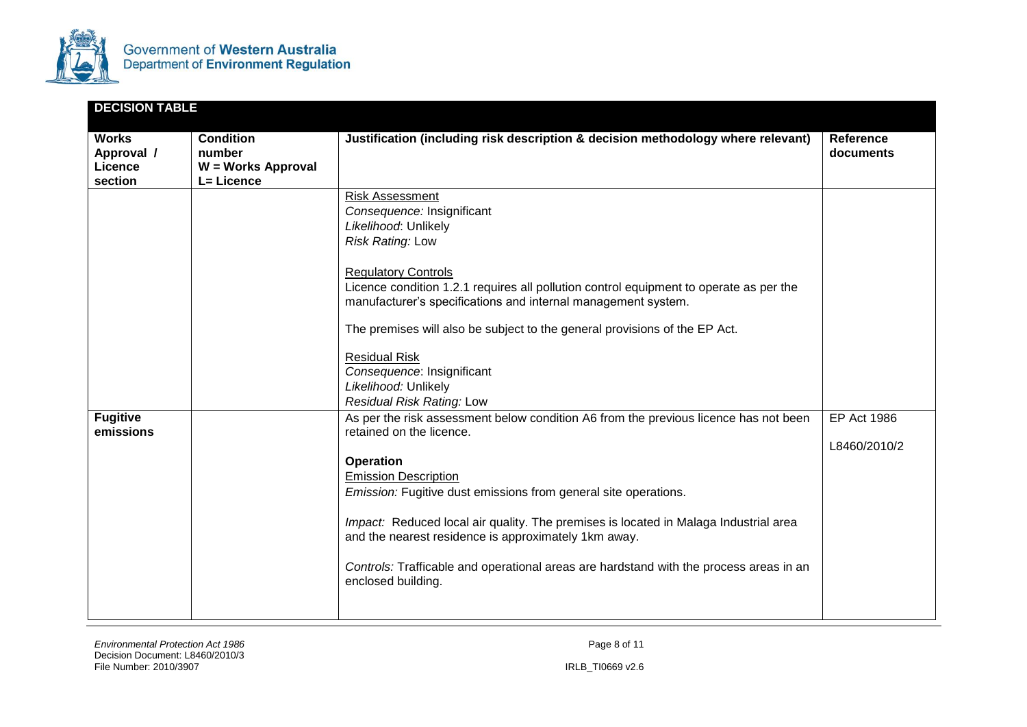## DECISION TABLE

| Works Approval / Licence section | Condition number W = Works Approval L= Licence | Justification (including risk description & decision methodology where relevant) | Reference documents |
|---|---|---|---|
| | | <u>Risk Assessment</u><br>*Consequence:* Insignificant<br>*Likelihood*: Unlikely<br>*Risk Rating:* Low<br><br><u>Regulatory Controls</u><br>Licence condition 1.2.1 requires all pollution control equipment to operate as per the manufacturer's specifications and internal management system.<br><br>The premises will also be subject to the general provisions of the EP Act.<br><br><u>Residual Risk</u><br>*Consequence*: Insignificant<br>*Likelihood:* Unlikely<br>*Residual Risk Rating:* Low | |
| **Fugitive emissions** | | As per the risk assessment below condition A6 from the previous licence has not been retained on the licence.<br><br>**Operation**<br><u>Emission Description</u><br>*Emission:* Fugitive dust emissions from general site operations.<br><br>*Impact:* Reduced local air quality. The premises is located in Malaga Industrial area and the nearest residence is approximately 1km away.<br><br>*Controls:* Trafficable and operational areas are hardstand with the process areas in an enclosed building. | EP Act 1986<br><br>L8460/2010/2 |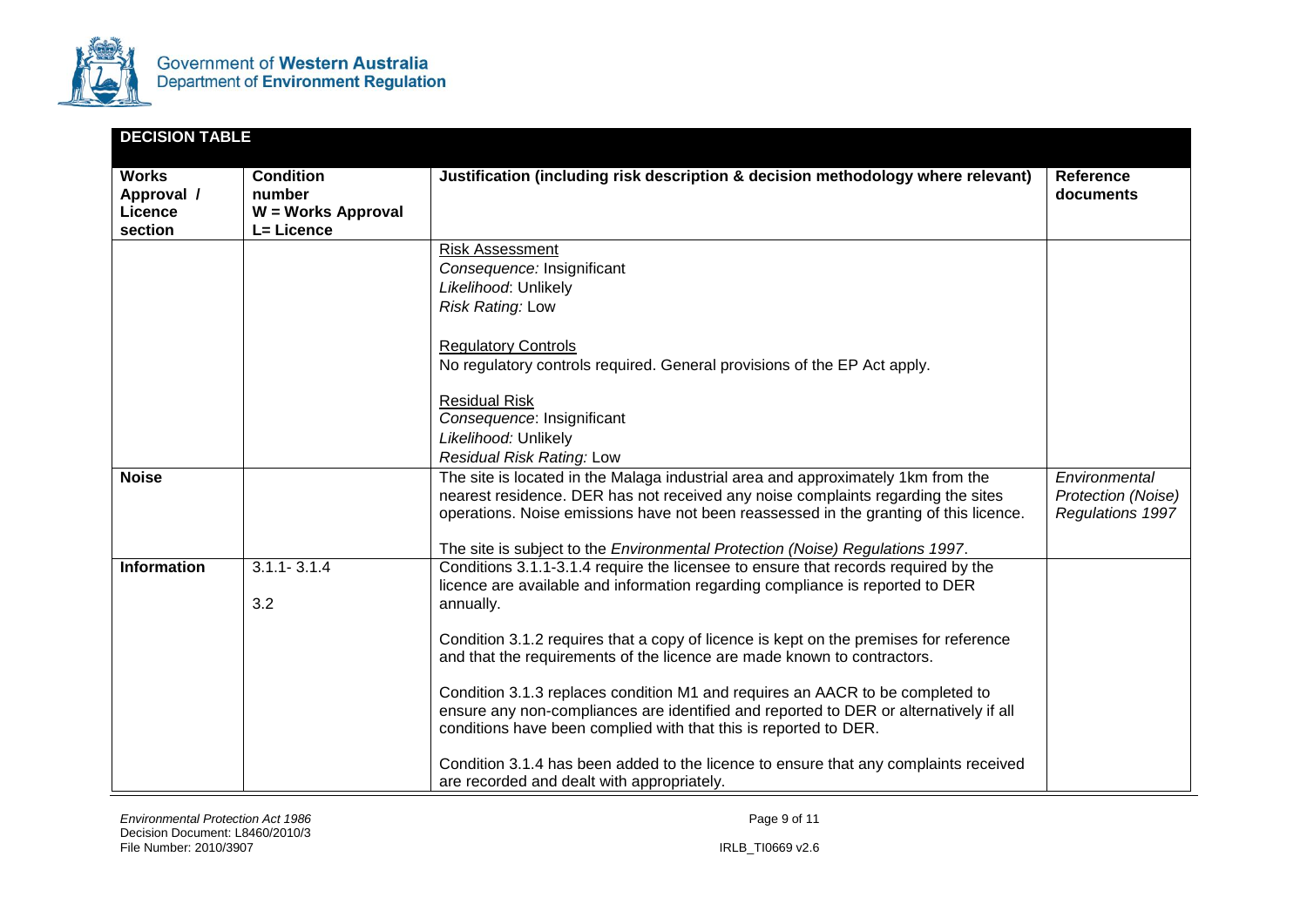## DECISION TABLE

| Works Approval / Licence section | Condition number W = Works Approval L= Licence | Justification (including risk description & decision methodology where relevant) | Reference documents |
|---|---|---|---|
| | | Risk Assessment<br>*Consequence:* Insignificant<br>*Likelihood*: Unlikely<br>*Risk Rating:* Low<br><br>Regulatory Controls<br>No regulatory controls required. General provisions of the EP Act apply.<br><br>Residual Risk<br>*Consequence*: Insignificant<br>*Likelihood:* Unlikely<br>*Residual Risk Rating:* Low | |
| **Noise** | | The site is located in the Malaga industrial area and approximately 1km from the nearest residence. DER has not received any noise complaints regarding the sites operations. Noise emissions have not been reassessed in the granting of this licence.<br><br>The site is subject to the *Environmental Protection (Noise) Regulations 1997*. | *Environmental Protection (Noise) Regulations 1997* |
| **Information** | 3.1.1- 3.1.4<br><br>3.2 | Conditions 3.1.1-3.1.4 require the licensee to ensure that records required by the licence are available and information regarding compliance is reported to DER annually.<br><br>Condition 3.1.2 requires that a copy of licence is kept on the premises for reference and that the requirements of the licence are made known to contractors.<br><br>Condition 3.1.3 replaces condition M1 and requires an AACR to be completed to ensure any non-compliances are identified and reported to DER or alternatively if all conditions have been complied with that this is reported to DER.<br><br>Condition 3.1.4 has been added to the licence to ensure that any complaints received are recorded and dealt with appropriately. | |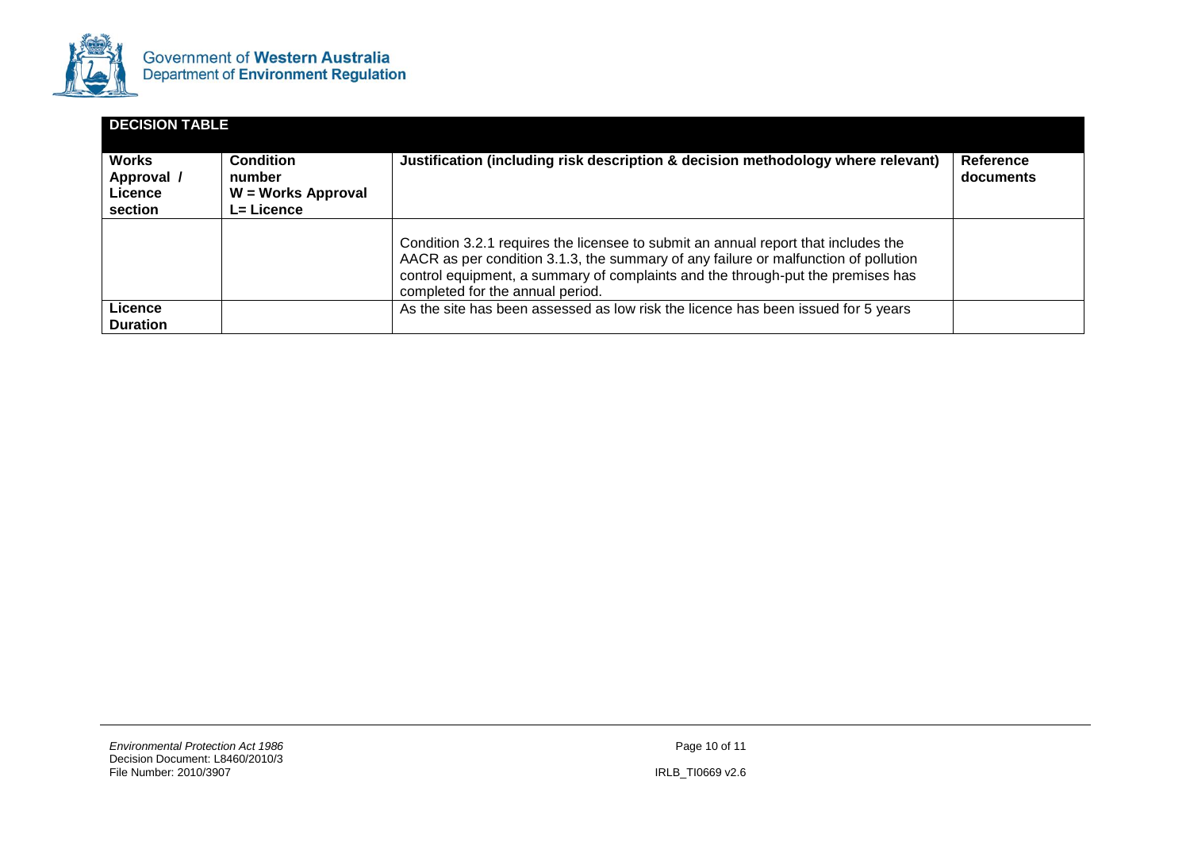## DECISION TABLE

| Works Approval / Licence section | Condition number W = Works Approval L= Licence | Justification (including risk description & decision methodology where relevant) | Reference documents |
|---|---|---|---|
| | | Condition 3.2.1 requires the licensee to submit an annual report that includes the AACR as per condition 3.1.3, the summary of any failure or malfunction of pollution control equipment, a summary of complaints and the through-put the premises has completed for the annual period. | |
| Licence Duration | | As the site has been assessed as low risk the licence has been issued for 5 years | |

*Environmental Protection Act 1986*
Decision Document: L8460/2010/3
File Number: 2010/3907

IRLB_TI0669 v2.6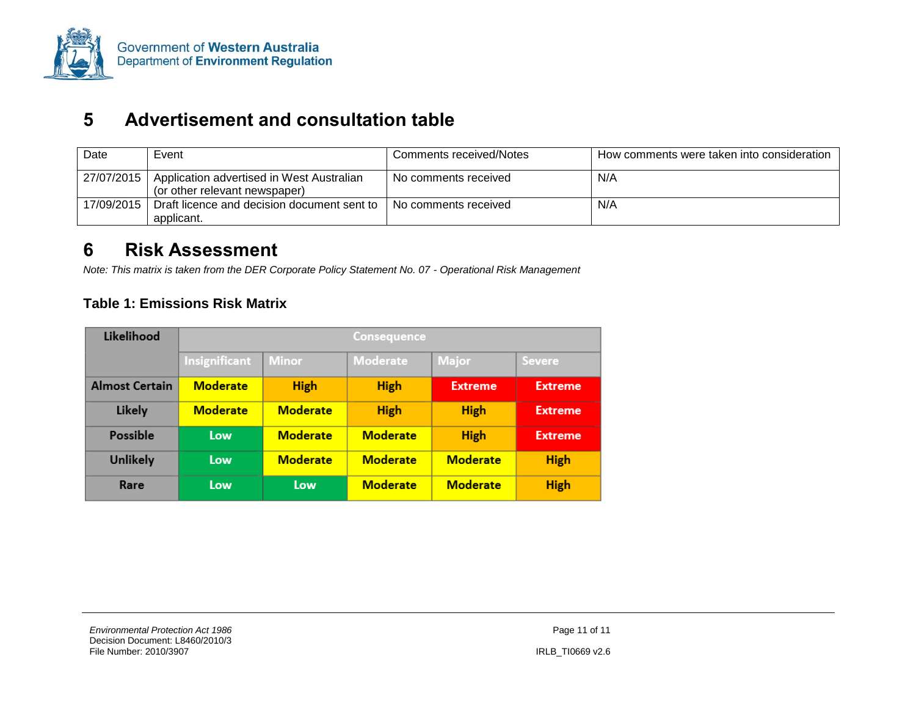## 5 Advertisement and consultation table

| Date | Event | Comments received/Notes | How comments were taken into consideration |
| --- | --- | --- | --- |
| 27/07/2015 | Application advertised in West Australian (or other relevant newspaper) | No comments received | N/A |
| 17/09/2015 | Draft licence and decision document sent to applicant. | No comments received | N/A |

## 6 Risk Assessment

*Note: This matrix is taken from the DER Corporate Policy Statement No. 07 - Operational Risk Management*

### Table 1: Emissions Risk Matrix

| Likelihood | Consequence | | | | |
| --- | --- | --- | --- | --- | --- |
| | Insignificant | Minor | Moderate | Major | Severe |
| Almost Certain | Moderate | High | High | Extreme | Extreme |
| Likely | Moderate | Moderate | High | High | Extreme |
| Possible | Low | Moderate | Moderate | High | Extreme |
| Unlikely | Low | Moderate | Moderate | Moderate | High |
| Rare | Low | Low | Moderate | Moderate | High |